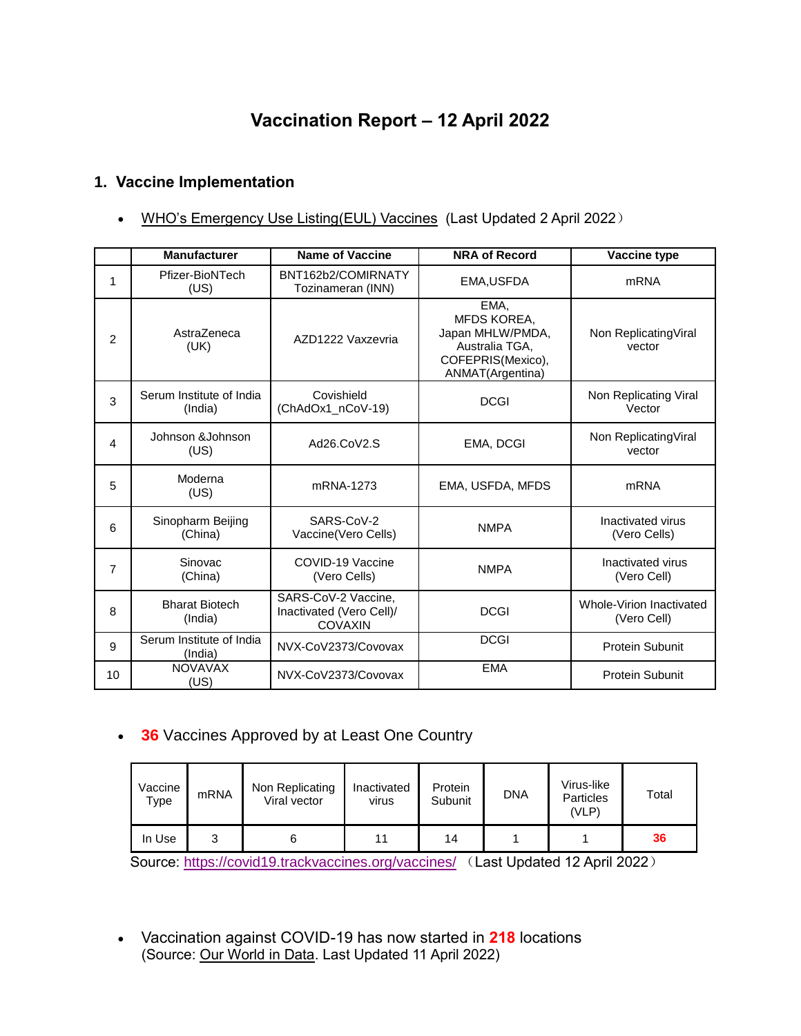# Vaccination Report – 12 April 2022

## 1. Vaccine Implementation

- WHO's Emergency Use Listing(EUL) Vaccines (Last Updated 2 April 2022）

| | Manufacturer | Name of Vaccine | NRA of Record | Vaccine type |
|---|---|---|---|---|
| 1 | Pfizer-BioNTech (US) | BNT162b2/COMIRNATY Tozinameran (INN) | EMA,USFDA | mRNA |
| 2 | AstraZeneca (UK) | AZD1222 Vaxzevria | EMA, MFDS KOREA, Japan MHLW/PMDA, Australia TGA, COFEPRIS(Mexico), ANMAT(Argentina) | Non ReplicatingViral vector |
| 3 | Serum Institute of India (India) | Covishield (ChAdOx1_nCoV-19) | DCGI | Non Replicating Viral Vector |
| 4 | Johnson &Johnson (US) | Ad26.CoV2.S | EMA, DCGI | Non ReplicatingViral vector |
| 5 | Moderna (US) | mRNA-1273 | EMA, USFDA, MFDS | mRNA |
| 6 | Sinopharm Beijing (China) | SARS-CoV-2 Vaccine(Vero Cells) | NMPA | Inactivated virus (Vero Cells) |
| 7 | Sinovac (China) | COVID-19 Vaccine (Vero Cells) | NMPA | Inactivated virus (Vero Cell) |
| 8 | Bharat Biotech (India) | SARS-CoV-2 Vaccine, Inactivated (Vero Cell)/ COVAXIN | DCGI | Whole-Virion Inactivated (Vero Cell) |
| 9 | Serum Institute of India (India) | NVX-CoV2373/Covovax | DCGI | Protein Subunit |
| 10 | NOVAVAX (US) | NVX-CoV2373/Covovax | EMA | Protein Subunit |

- **36** Vaccines Approved by at Least One Country

| Vaccine Type | mRNA | Non Replicating Viral vector | Inactivated virus | Protein Subunit | DNA | Virus-like Particles (VLP) | Total |
|---|---|---|---|---|---|---|---|
| In Use | 3 | 6 | 11 | 14 | 1 | 1 | **36** |

Source: https://covid19.trackvaccines.org/vaccines/ （Last Updated 12 April 2022）

- Vaccination against COVID-19 has now started in **218** locations (Source: Our World in Data. Last Updated 11 April 2022)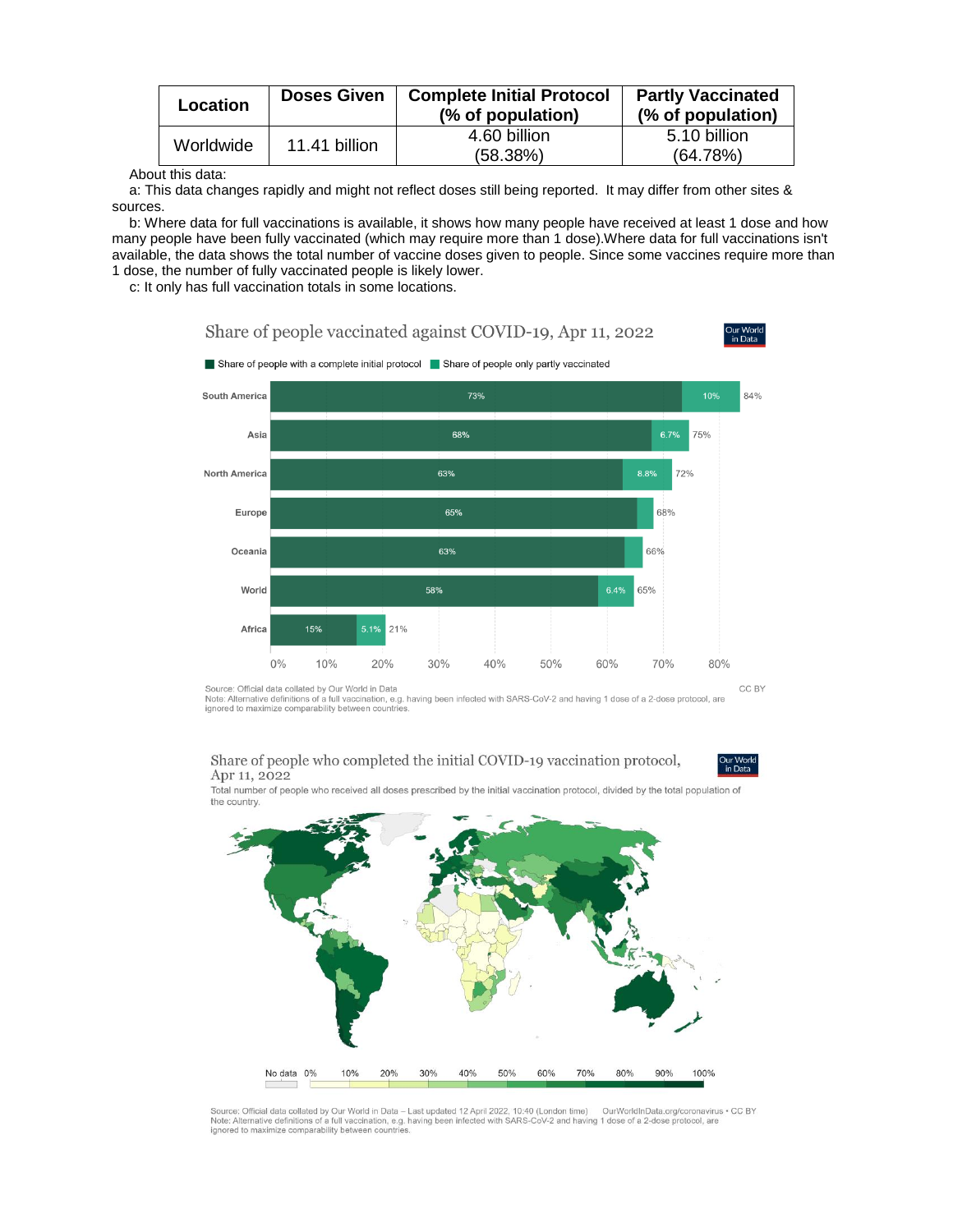| Location | Doses Given | Complete Initial Protocol (% of population) | Partly Vaccinated (% of population) |
|---|---|---|---|
| Worldwide | 11.41 billion | 4.60 billion (58.38%) | 5.10 billion (64.78%) |

About this data:

a: This data changes rapidly and might not reflect doses still being reported. It may differ from other sites & sources.

b: Where data for full vaccinations is available, it shows how many people have received at least 1 dose and how many people have been fully vaccinated (which may require more than 1 dose).Where data for full vaccinations isn't available, the data shows the total number of vaccine doses given to people. Since some vaccines require more than 1 dose, the number of fully vaccinated people is likely lower.

c: It only has full vaccination totals in some locations.

Share of people vaccinated against COVID-19, Apr 11, 2022

| Region | Share of people with a complete initial protocol | Share of people only partly vaccinated | Total |
|---|---|---|---|
| South America | 73% | 10% | 84% |
| Asia | 68% | 6.7% | 75% |
| North America | 63% | 8.8% | 72% |
| Europe | 65% | | 68% |
| Oceania | 63% | | 66% |
| World | 58% | 6.4% | 65% |
| Africa | 15% | 5.1% | 21% |

Source: Official data collated by Our World in Data CC BY
Note: Alternative definitions of a full vaccination, e.g. having been infected with SARS-CoV-2 and having 1 dose of a 2-dose protocol, are ignored to maximize comparability between countries.

Share of people who completed the initial COVID-19 vaccination protocol, Apr 11, 2022

Total number of people who received all doses prescribed by the initial vaccination protocol, divided by the total population of the country.

No data 0% 10% 20% 30% 40% 50% 60% 70% 80% 90% 100%

Source: Official data collated by Our World in Data – Last updated 12 April 2022, 10:40 (London time) OurWorldInData.org/coronavirus • CC BY
Note: Alternative definitions of a full vaccination, e.g. having been infected with SARS-CoV-2 and having 1 dose of a 2-dose protocol, are ignored to maximize comparability between countries.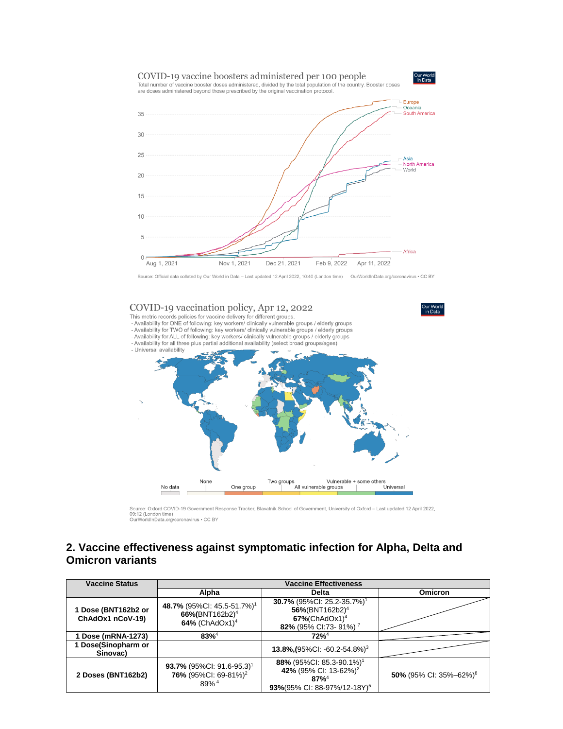COVID-19 vaccine boosters administered per 100 people

Total number of vaccine booster doses administered, divided by the total population of the country. Booster doses are doses administered beyond those prescribed by the original vaccination protocol.

Source: Official data collated by Our World in Data – Last updated 12 April 2022, 10:40 (London time) OurWorldInData.org/coronavirus • CC BY

COVID-19 vaccination policy, Apr 12, 2022

This metric records policies for vaccine delivery for different groups.
- Availability for ONE of following: key workers/ clinically vulnerable groups / elderly groups
- Availability for TWO of following: key workers/ clinically vulnerable groups / elderly groups
- Availability for ALL of following: key workers/ clinically vulnerable groups / elderly groups
- Availability for all three plus partial additional availability (select broad groups/ages)
- Universal availability

Source: Oxford COVID-19 Government Response Tracker, Blavatnik School of Government, University of Oxford – Last updated 12 April 2022, 09:12 (London time)
OurWorldInData.org/coronavirus • CC BY

## 2. Vaccine effectiveness against symptomatic infection for Alpha, Delta and Omicron variants

| Vaccine Status | Vaccine Effectiveness | | |
|---|---|---|---|
| | Alpha | Delta | Omicron |
| 1 Dose (BNT162b2 or ChAdOx1 nCoV-19) | **48.7%** (95%CI: 45.5-51.7%)[1] **66%**(BNT162b2)[4] **64%** (ChAdOx1)[4] | **30.7%** (95%CI: 25.2-35.7%)[1] **56%**(BNT162b2)[4] **67%**(ChAdOx1)[4] **82%** (95% CI:73- 91%) [7] | |
| 1 Dose (mRNA-1273) | **83%**[4] | **72%**[4] | |
| 1 Dose(Sinopharm or Sinovac) | | **13.8%**,(95%CI: -60.2-54.8%)[3] | |
| 2 Doses (BNT162b2) | **93.7%** (95%CI: 91.6-95.3)[1] **76%** (95% CI: 69-81%)[2] 89% [4] | **88%** (95% CI: 85.3-90.1%)[1] **42%** (95% CI: 13-62%)[2] **87%**[4] **93%**(95% CI: 88-97%/12-18Y)[5] | **50%** (95% CI: 35%–62%)[8] |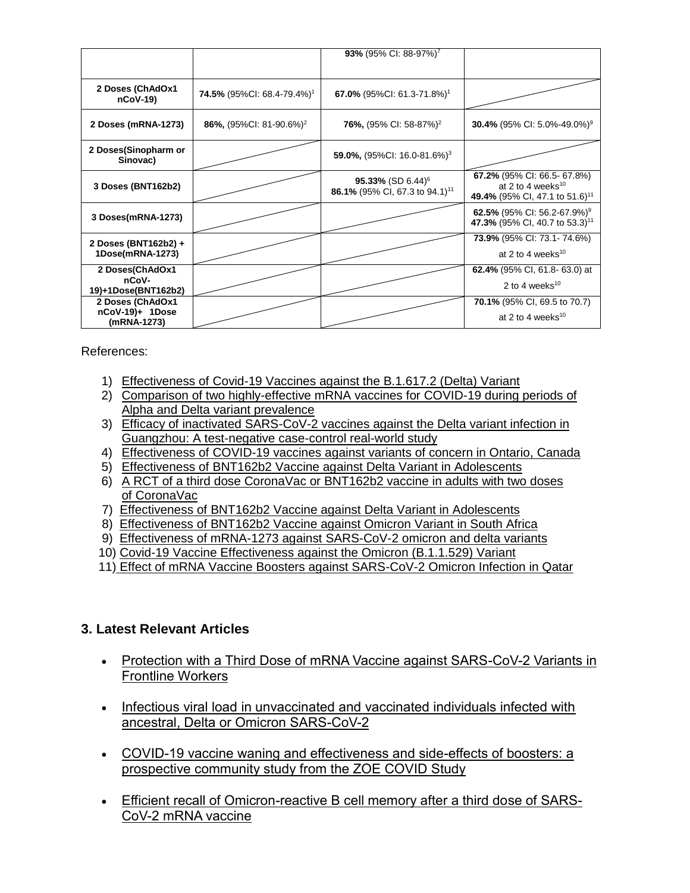| | | | |
|---|---|---|---|
| | | **93%** (95% CI: 88-97%)[7] | |
| **2 Doses (ChAdOx1 nCoV-19)** | **74.5%** (95%CI: 68.4-79.4%)[1] | **67.0%** (95%CI: 61.3-71.8%)[1] | |
| **2 Doses (mRNA-1273)** | **86%,** (95%CI: 81-90.6%)[2] | **76%,** (95% CI: 58-87%)[2] | **30.4%** (95% CI: 5.0%-49.0%)[9] |
| **2 Doses(Sinopharm or Sinovac)** | | **59.0%,** (95%CI: 16.0-81.6%)[3] | |
| **3 Doses (BNT162b2)** | | **95.33%** (SD 6.44)[6] **86.1%** (95% CI, 67.3 to 94.1)[11] | **67.2%** (95% CI: 66.5- 67.8%) at 2 to 4 weeks[10] **49.4%** (95% CI, 47.1 to 51.6)[11] |
| **3 Doses(mRNA-1273)** | | | **62.5%** (95% CI: 56.2-67.9%)[9] **47.3%** (95% CI, 40.7 to 53.3)[11] |
| **2 Doses (BNT162b2) + 1Dose(mRNA-1273)** | | | **73.9%** (95% CI: 73.1- 74.6%) at 2 to 4 weeks[10] |
| **2 Doses(ChAdOx1 nCoV-19)+1Dose(BNT162b2)** | | | **62.4%** (95% CI, 61.8- 63.0) at 2 to 4 weeks[10] |
| **2 Doses (ChAdOx1 nCoV-19)+ 1Dose (mRNA-1273)** | | | **70.1%** (95% CI, 69.5 to 70.7) at 2 to 4 weeks[10] |

References:

1) Effectiveness of Covid-19 Vaccines against the B.1.617.2 (Delta) Variant
2) Comparison of two highly-effective mRNA vaccines for COVID-19 during periods of Alpha and Delta variant prevalence
3) Efficacy of inactivated SARS-CoV-2 vaccines against the Delta variant infection in Guangzhou: A test-negative case-control real-world study
4) Effectiveness of COVID-19 vaccines against variants of concern in Ontario, Canada
5) Effectiveness of BNT162b2 Vaccine against Delta Variant in Adolescents
6) A RCT of a third dose CoronaVac or BNT162b2 vaccine in adults with two doses of CoronaVac
7) Effectiveness of BNT162b2 Vaccine against Delta Variant in Adolescents
8) Effectiveness of BNT162b2 Vaccine against Omicron Variant in South Africa
9) Effectiveness of mRNA-1273 against SARS-CoV-2 omicron and delta variants
10) Covid-19 Vaccine Effectiveness against the Omicron (B.1.1.529) Variant
11) Effect of mRNA Vaccine Boosters against SARS-CoV-2 Omicron Infection in Qatar

## 3. Latest Relevant Articles

- Protection with a Third Dose of mRNA Vaccine against SARS-CoV-2 Variants in Frontline Workers
- Infectious viral load in unvaccinated and vaccinated individuals infected with ancestral, Delta or Omicron SARS-CoV-2
- COVID-19 vaccine waning and effectiveness and side-effects of boosters: a prospective community study from the ZOE COVID Study
- Efficient recall of Omicron-reactive B cell memory after a third dose of SARS-CoV-2 mRNA vaccine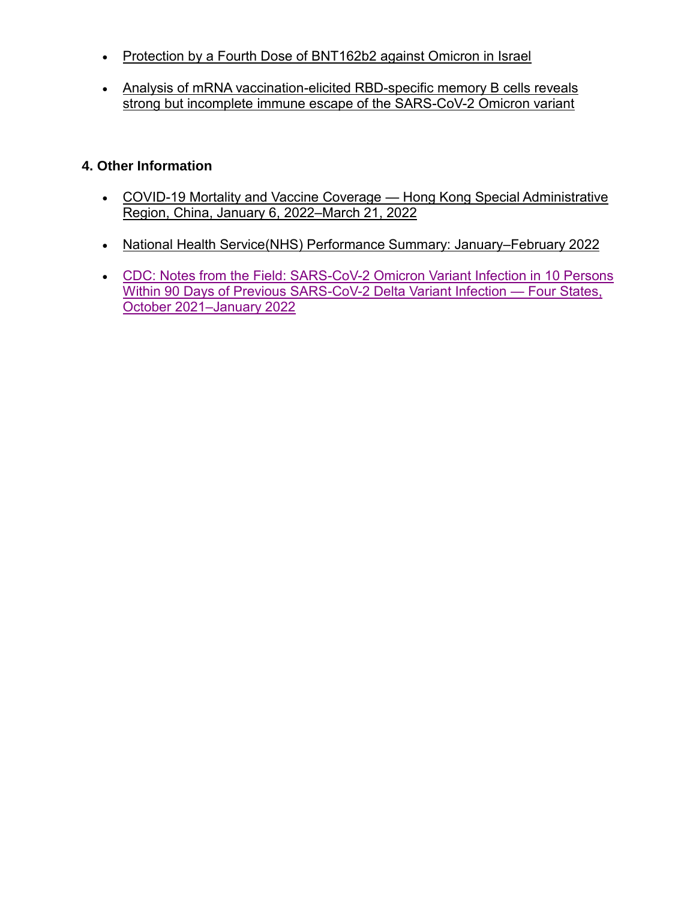- Protection by a Fourth Dose of BNT162b2 against Omicron in Israel

- Analysis of mRNA vaccination-elicited RBD-specific memory B cells reveals strong but incomplete immune escape of the SARS-CoV-2 Omicron variant

## 4. Other Information

- COVID-19 Mortality and Vaccine Coverage — Hong Kong Special Administrative Region, China, January 6, 2022–March 21, 2022

- National Health Service(NHS) Performance Summary: January–February 2022

- CDC: Notes from the Field: SARS-CoV-2 Omicron Variant Infection in 10 Persons Within 90 Days of Previous SARS-CoV-2 Delta Variant Infection — Four States, October 2021–January 2022